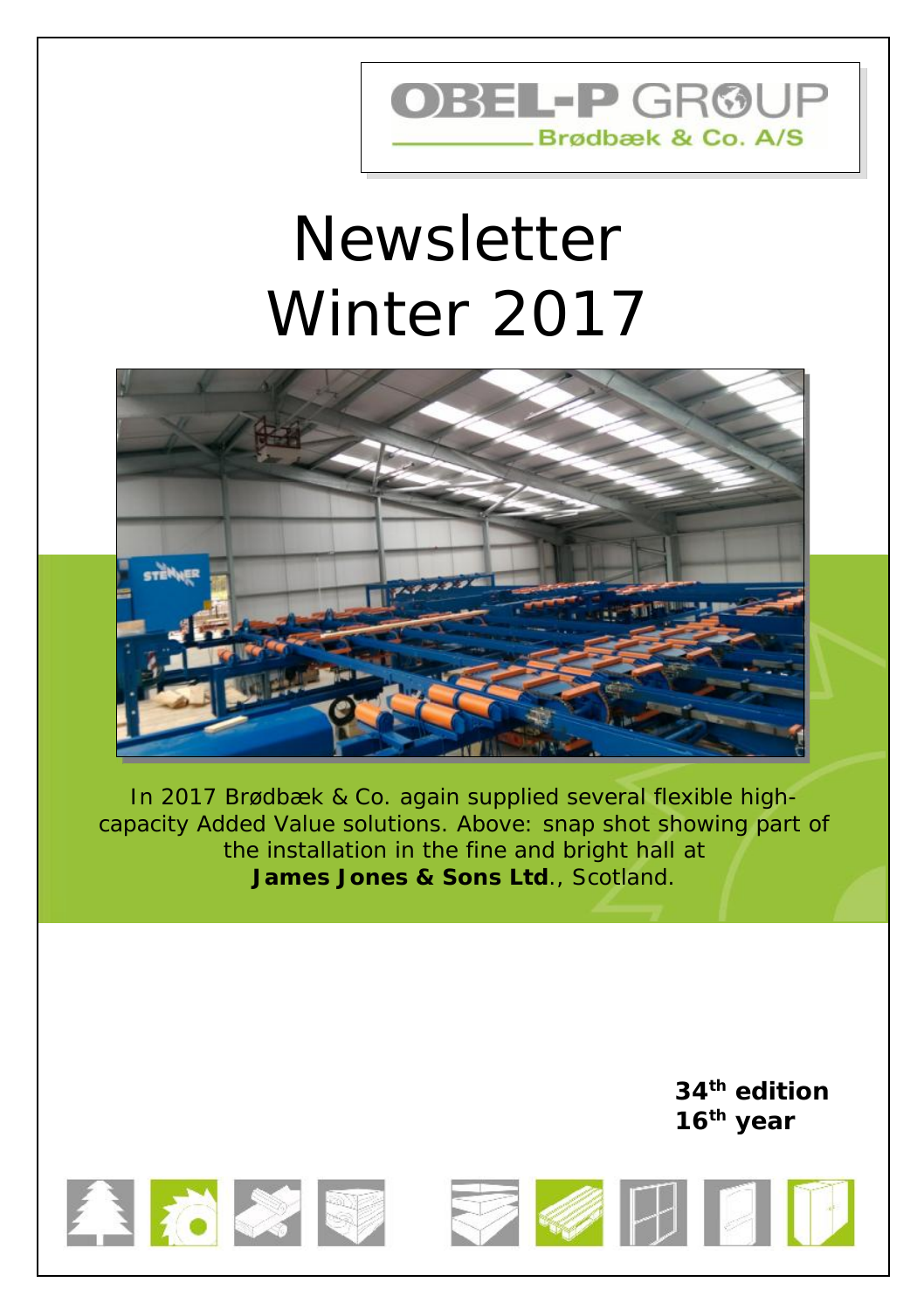OBEL-P GROUP

Brødbæk & Co. A/S

# Newsletter
# Winter 2017

In 2017 Brødbæk & Co. again supplied several flexible high-capacity Added Value solutions. Above: snap shot showing part of the installation in the fine and bright hall at **James Jones & Sons Ltd**., Scotland.

**34th edition**
**16th year**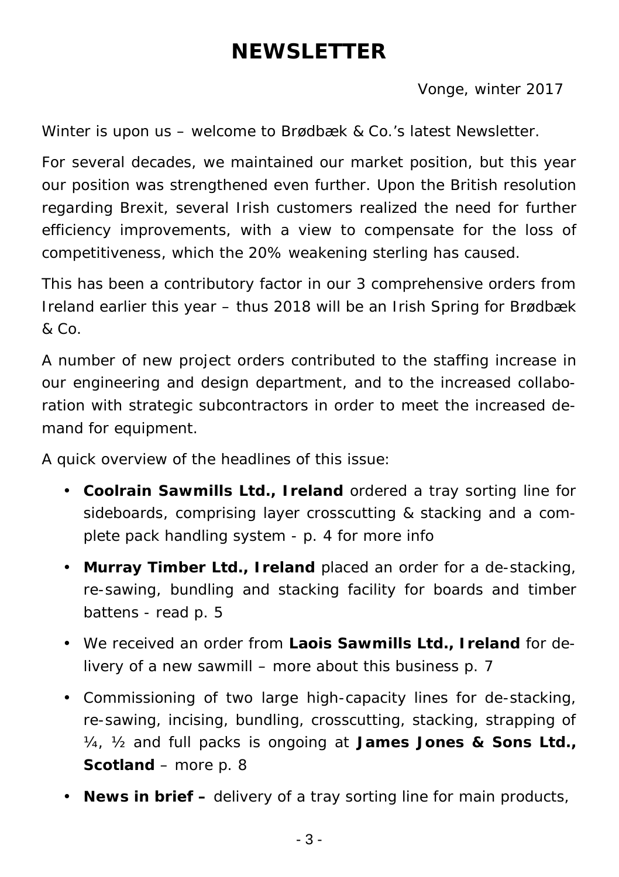# NEWSLETTER

Vonge, winter 2017

Winter is upon us – welcome to Brødbæk & Co.'s latest Newsletter.

For several decades, we maintained our market position, but this year our position was strengthened even further. Upon the British resolution regarding Brexit, several Irish customers realized the need for further efficiency improvements, with a view to compensate for the loss of competitiveness, which the 20% weakening sterling has caused.

This has been a contributory factor in our 3 comprehensive orders from Ireland earlier this year – thus 2018 will be an Irish Spring for Brødbæk & Co.

A number of new project orders contributed to the staffing increase in our engineering and design department, and to the increased collaboration with strategic subcontractors in order to meet the increased demand for equipment.

A quick overview of the headlines of this issue:

- **Coolrain Sawmills Ltd., Ireland** ordered a tray sorting line for sideboards, comprising layer crosscutting & stacking and a complete pack handling system - p. 4 for more info
- **Murray Timber Ltd., Ireland** placed an order for a de-stacking, re-sawing, bundling and stacking facility for boards and timber battens - read p. 5
- We received an order from **Laois Sawmills Ltd., Ireland** for delivery of a new sawmill – more about this business p. 7
- Commissioning of two large high-capacity lines for de-stacking, re-sawing, incising, bundling, crosscutting, stacking, strapping of ¼, ½ and full packs is ongoing at **James Jones & Sons Ltd., Scotland** – more p. 8
- **News in brief –** delivery of a tray sorting line for main products,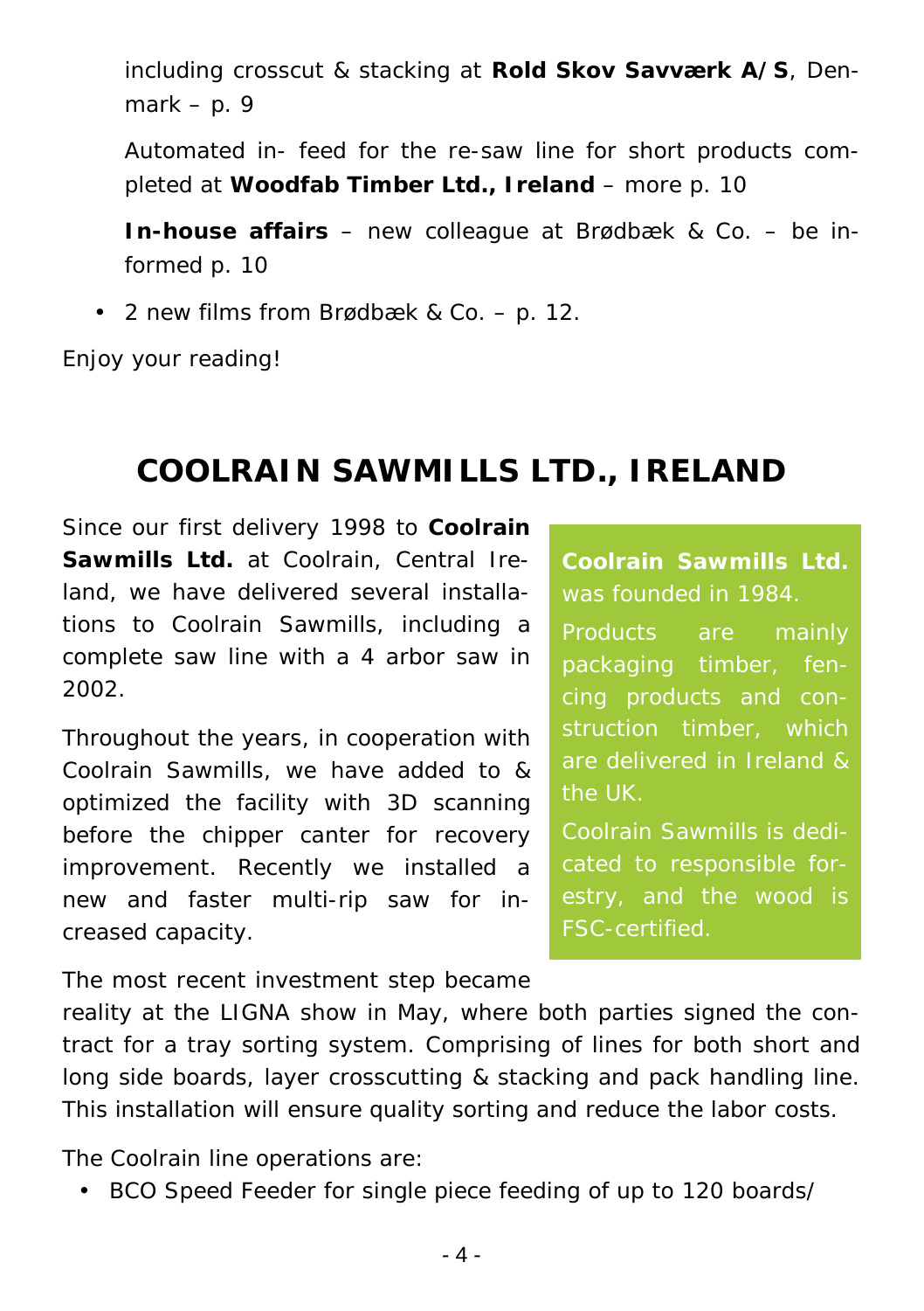including crosscut & stacking at **Rold Skov Savværk A/S**, Denmark – p. 9

Automated in- feed for the re-saw line for short products completed at **Woodfab Timber Ltd., Ireland** – more p. 10

**In-house affairs** – new colleague at Brødbæk & Co. – be informed p. 10

- 2 new films from Brødbæk & Co. – p. 12.

Enjoy your reading!

## COOLRAIN SAWMILLS LTD., IRELAND

Since our first delivery 1998 to **Coolrain Sawmills Ltd.** at Coolrain, Central Ireland, we have delivered several installations to Coolrain Sawmills, including a complete saw line with a 4 arbor saw in 2002.

Throughout the years, in cooperation with Coolrain Sawmills, we have added to & optimized the facility with 3D scanning before the chipper canter for recovery improvement. Recently we installed a new and faster multi-rip saw for increased capacity.

**Coolrain Sawmills Ltd.** was founded in 1984.

Products are mainly packaging timber, fencing products and construction timber, which are delivered in Ireland & the UK.

Coolrain Sawmills is dedicated to responsible forestry, and the wood is FSC-certified.

The most recent investment step became reality at the LIGNA show in May, where both parties signed the contract for a tray sorting system. Comprising of lines for both short and long side boards, layer crosscutting & stacking and pack handling line. This installation will ensure quality sorting and reduce the labor costs.

The Coolrain line operations are:

- BCO Speed Feeder for single piece feeding of up to 120 boards/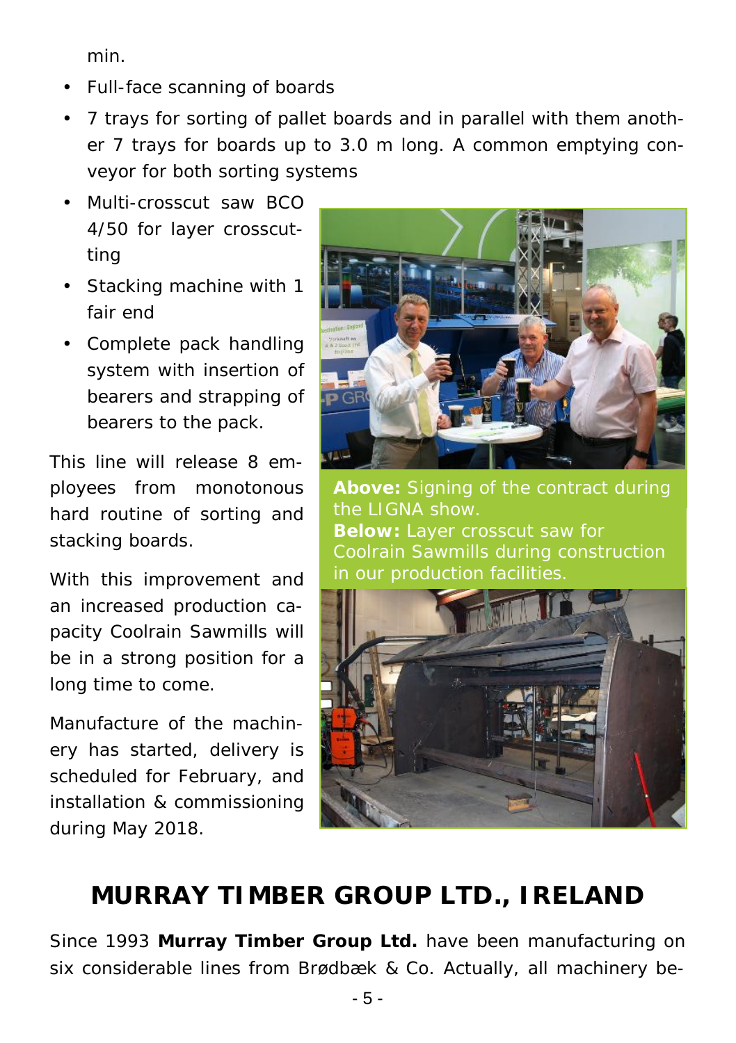min.

- Full-face scanning of boards
- 7 trays for sorting of pallet boards and in parallel with them another 7 trays for boards up to 3.0 m long. A common emptying conveyor for both sorting systems
- Multi-crosscut saw BCO 4/50 for layer crosscutting
- Stacking machine with 1 fair end
- Complete pack handling system with insertion of bearers and strapping of bearers to the pack.

This line will release 8 employees from monotonous hard routine of sorting and stacking boards.

With this improvement and an increased production capacity Coolrain Sawmills will be in a strong position for a long time to come.

Manufacture of the machinery has started, delivery is scheduled for February, and installation & commissioning during May 2018.

**Above:** Signing of the contract during the LIGNA show.
**Below:** Layer crosscut saw for Coolrain Sawmills during construction in our production facilities.

## MURRAY TIMBER GROUP LTD., IRELAND

Since 1993 **Murray Timber Group Ltd.** have been manufacturing on six considerable lines from Brødbæk & Co. Actually, all machinery be-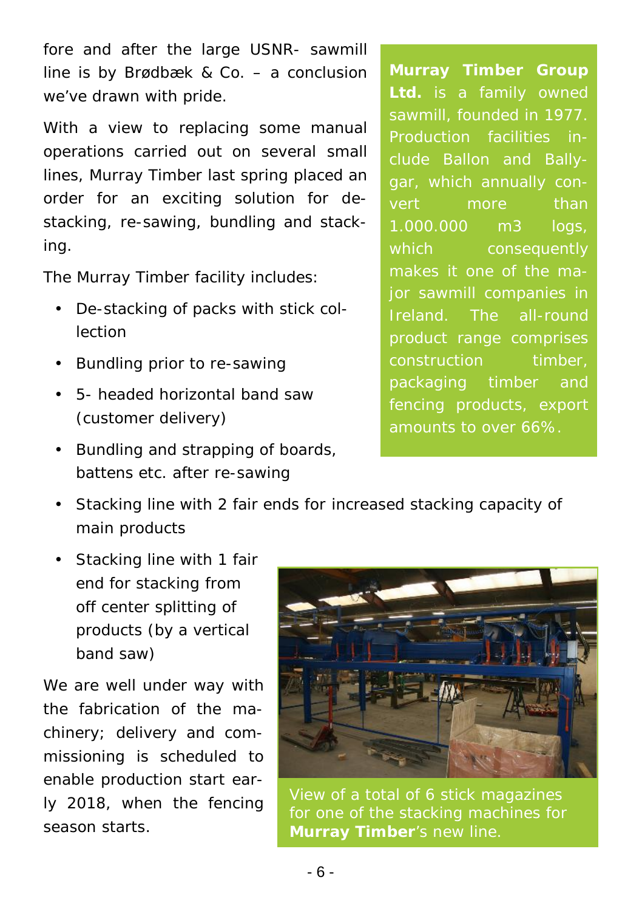fore and after the large USNR- sawmill line is by Brødbæk & Co. – a conclusion we've drawn with pride.

With a view to replacing some manual operations carried out on several small lines, Murray Timber last spring placed an order for an exciting solution for de-stacking, re-sawing, bundling and stacking.

The Murray Timber facility includes:

- De-stacking of packs with stick collection
- Bundling prior to re-sawing
- 5- headed horizontal band saw (customer delivery)
- Bundling and strapping of boards, battens etc. after re-sawing
- Stacking line with 2 fair ends for increased stacking capacity of main products
- Stacking line with 1 fair end for stacking from off center splitting of products (by a vertical band saw)

We are well under way with the fabrication of the machinery; delivery and commissioning is scheduled to enable production start early 2018, when the fencing season starts.

**Murray Timber Group Ltd.** is a family owned sawmill, founded in 1977. Production facilities include Ballon and Ballygar, which annually convert more than 1.000.000 m3 logs, which consequently makes it one of the major sawmill companies in Ireland. The all-round product range comprises construction timber, packaging timber and fencing products, export amounts to over 66%.

View of a total of 6 stick magazines for one of the stacking machines for **Murray Timber**'s new line.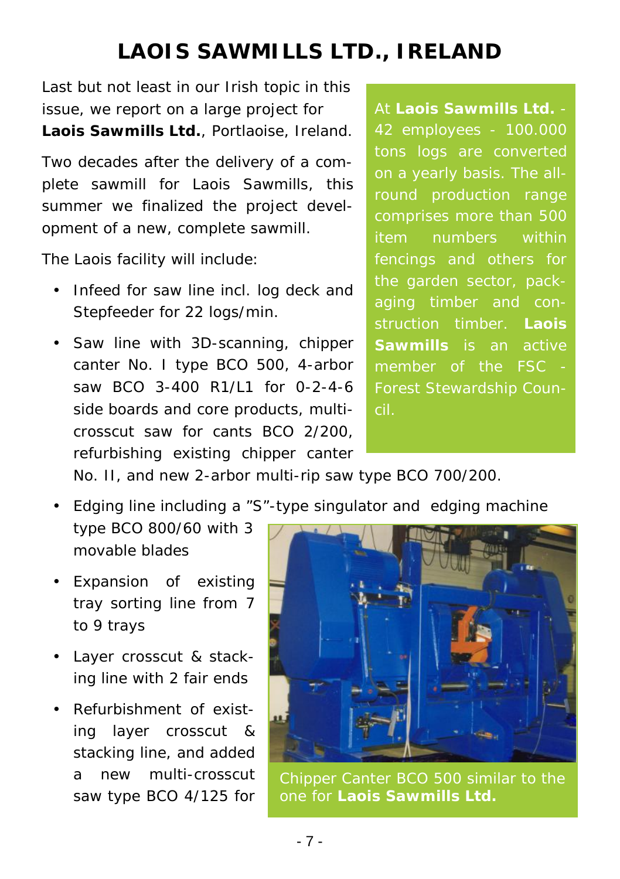# LAOIS SAWMILLS LTD., IRELAND

Last but not least in our Irish topic in this issue, we report on a large project for **Laois Sawmills Ltd.**, Portlaoise, Ireland.

Two decades after the delivery of a complete sawmill for Laois Sawmills, this summer we finalized the project development of a new, complete sawmill.

The Laois facility will include:

- Infeed for saw line incl. log deck and Stepfeeder for 22 logs/min.
- Saw line with 3D-scanning, chipper canter No. I type BCO 500, 4-arbor saw BCO 3-400 R1/L1 for 0-2-4-6 side boards and core products, multi-crosscut saw for cants BCO 2/200, refurbishing existing chipper canter No. II, and new 2-arbor multi-rip saw type BCO 700/200.
- Edging line including a "S"-type singulator and edging machine type BCO 800/60 with 3 movable blades
- Expansion of existing tray sorting line from 7 to 9 trays
- Layer crosscut & stacking line with 2 fair ends
- Refurbishment of existing layer crosscut & stacking line, and added a new multi-crosscut saw type BCO 4/125 for

At **Laois Sawmills Ltd.** - 42 employees - 100.000 tons logs are converted on a yearly basis. The all-round production range comprises more than 500 item numbers within fencings and others for the garden sector, packaging timber and construction timber. **Laois Sawmills** is an active member of the FSC - Forest Stewardship Council.

Chipper Canter BCO 500 similar to the one for **Laois Sawmills Ltd.**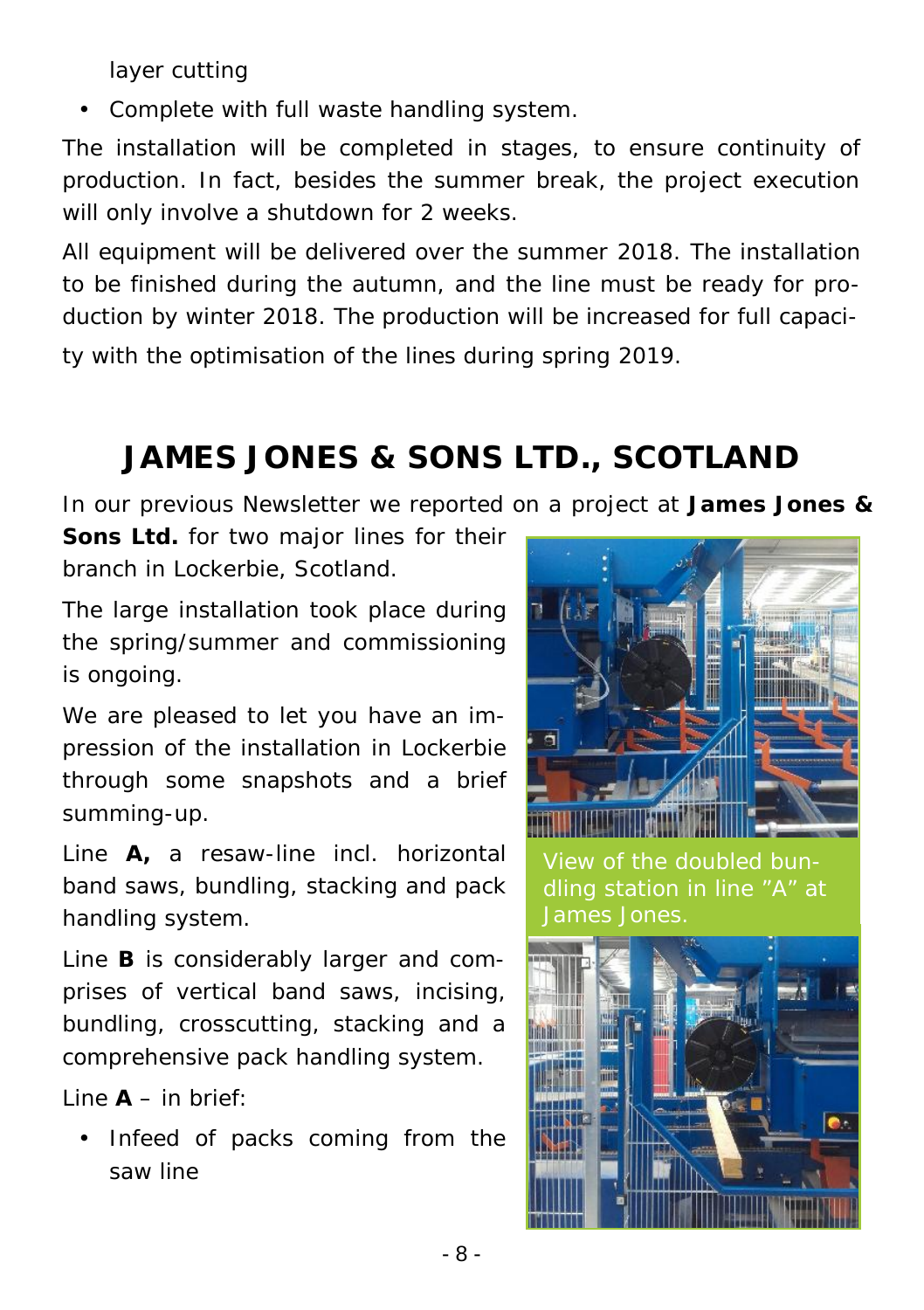layer cutting

- Complete with full waste handling system.

The installation will be completed in stages, to ensure continuity of production. In fact, besides the summer break, the project execution will only involve a shutdown for 2 weeks.

All equipment will be delivered over the summer 2018. The installation to be finished during the autumn, and the line must be ready for production by winter 2018. The production will be increased for full capacity with the optimisation of the lines during spring 2019.

## JAMES JONES & SONS LTD., SCOTLAND

In our previous Newsletter we reported on a project at **James Jones & Sons Ltd.** for two major lines for their branch in Lockerbie, Scotland.

The large installation took place during the spring/summer and commissioning is ongoing.

We are pleased to let you have an impression of the installation in Lockerbie through some snapshots and a brief summing-up.

Line **A,** a resaw-line incl. horizontal band saws, bundling, stacking and pack handling system.

Line **B** is considerably larger and comprises of vertical band saws, incising, bundling, crosscutting, stacking and a comprehensive pack handling system.

Line **A** – in brief:

- Infeed of packs coming from the saw line

View of the doubled bundling station in line "A" at James Jones.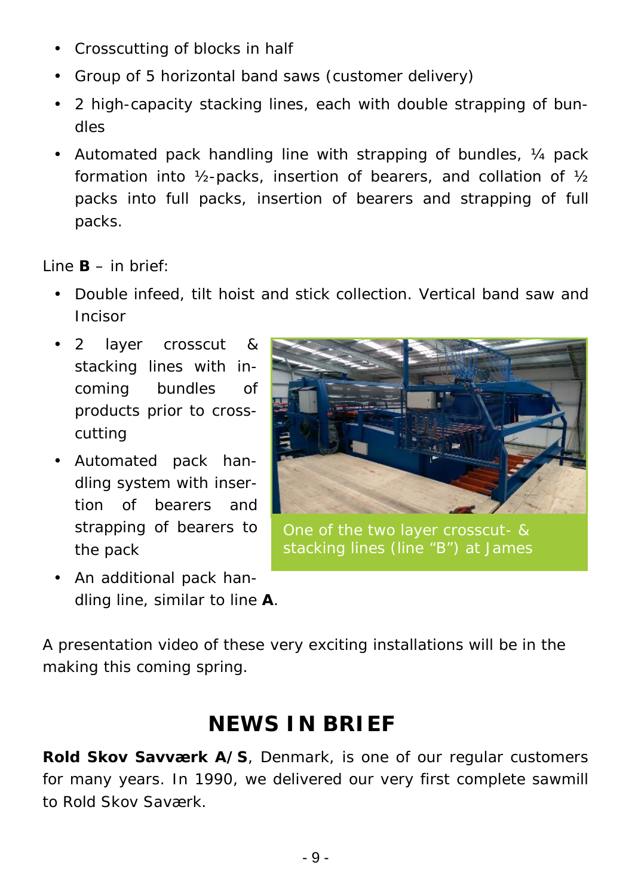- Crosscutting of blocks in half
- Group of 5 horizontal band saws (customer delivery)
- 2 high-capacity stacking lines, each with double strapping of bundles
- Automated pack handling line with strapping of bundles, ¼ pack formation into ½-packs, insertion of bearers, and collation of ½ packs into full packs, insertion of bearers and strapping of full packs.

Line **B** – in brief:

- Double infeed, tilt hoist and stick collection. Vertical band saw and Incisor
- 2 layer crosscut & stacking lines with incoming bundles of products prior to crosscutting
- Automated pack handling system with insertion of bearers and strapping of bearers to the pack
- An additional pack handling line, similar to line **A**.

One of the two layer crosscut- & stacking lines (line "B") at James

A presentation video of these very exciting installations will be in the making this coming spring.

## NEWS IN BRIEF

**Rold Skov Savværk A/S**, Denmark, is one of our regular customers for many years. In 1990, we delivered our very first complete sawmill to Rold Skov Saværk.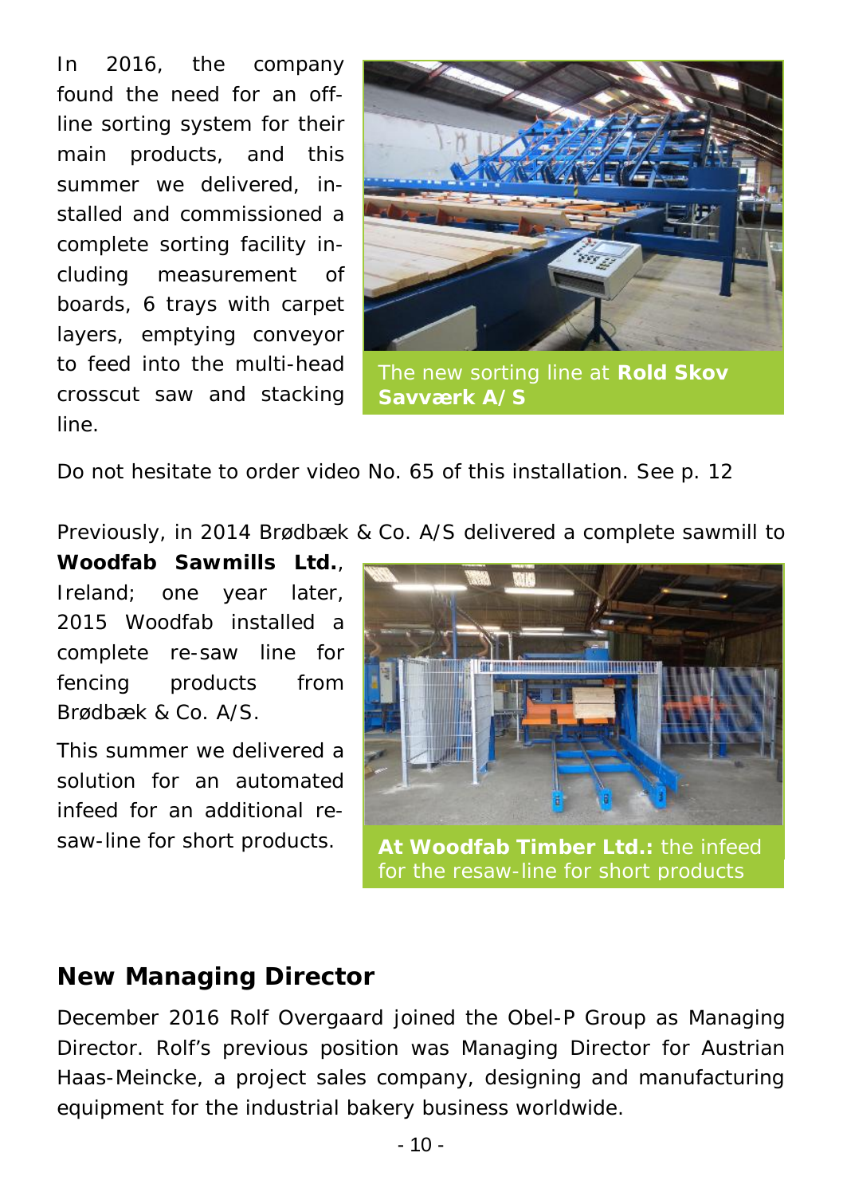In 2016, the company found the need for an off-line sorting system for their main products, and this summer we delivered, installed and commissioned a complete sorting facility including measurement of boards, 6 trays with carpet layers, emptying conveyor to feed into the multi-head crosscut saw and stacking line.

The new sorting line at **Rold Skov Savværk A/S**

Do not hesitate to order video No. 65 of this installation. See p. 12

Previously, in 2014 Brødbæk & Co. A/S delivered a complete sawmill to **Woodfab Sawmills Ltd.**, Ireland; one year later, 2015 Woodfab installed a complete re-saw line for fencing products from Brødbæk & Co. A/S.

This summer we delivered a solution for an automated infeed for an additional re-saw-line for short products.

**At Woodfab Timber Ltd.:** the infeed for the resaw-line for short products

## New Managing Director

December 2016 Rolf Overgaard joined the Obel-P Group as Managing Director. Rolf's previous position was Managing Director for Austrian Haas-Meincke, a project sales company, designing and manufacturing equipment for the industrial bakery business worldwide.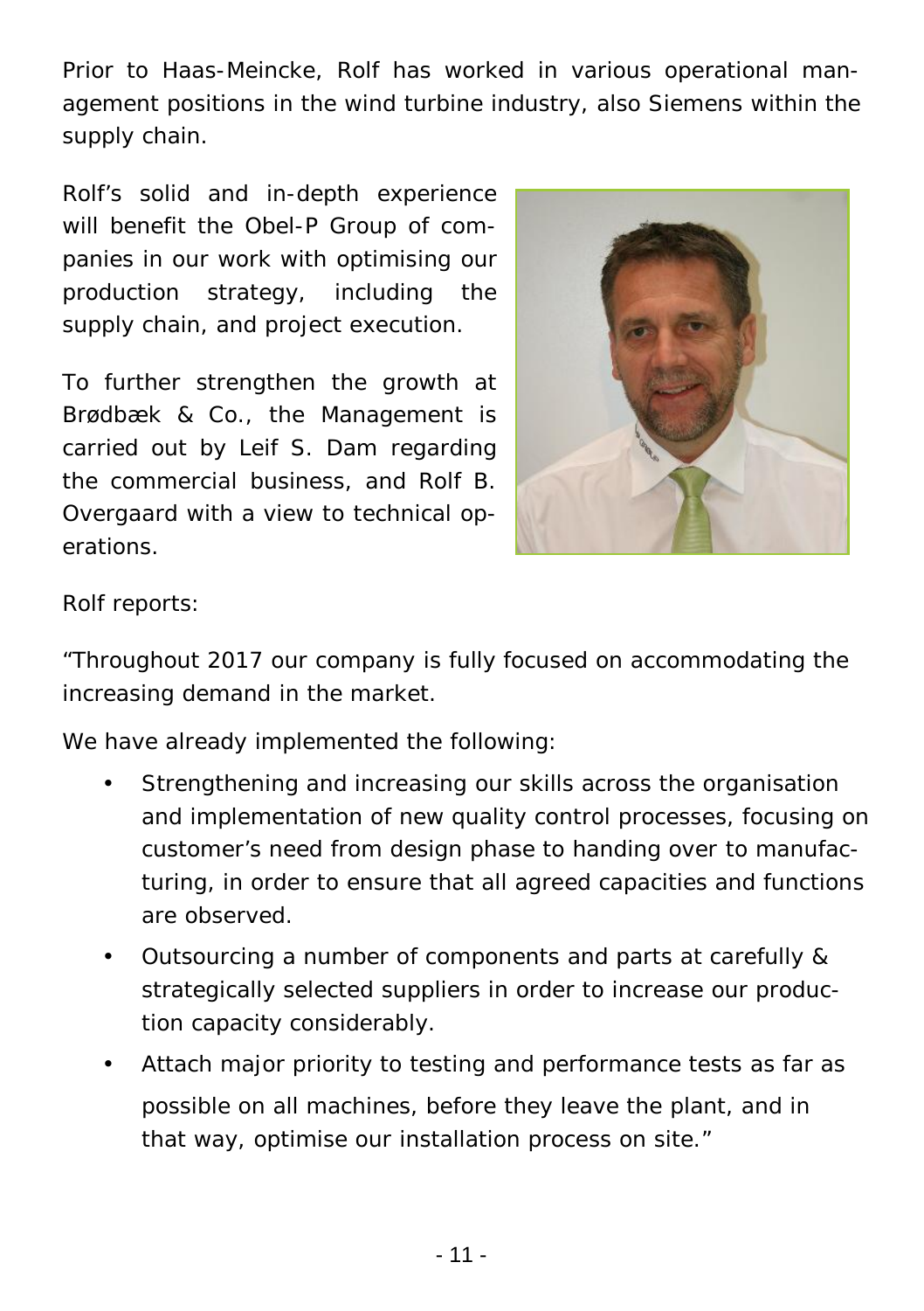Prior to Haas-Meincke, Rolf has worked in various operational management positions in the wind turbine industry, also Siemens within the supply chain.

Rolf's solid and in-depth experience will benefit the Obel-P Group of companies in our work with optimising our production strategy, including the supply chain, and project execution.

To further strengthen the growth at Brødbæk & Co., the Management is carried out by Leif S. Dam regarding the commercial business, and Rolf B. Overgaard with a view to technical operations.

Rolf reports:

"Throughout 2017 our company is fully focused on accommodating the increasing demand in the market.

We have already implemented the following:

- Strengthening and increasing our skills across the organisation and implementation of new quality control processes, focusing on customer's need from design phase to handing over to manufacturing, in order to ensure that all agreed capacities and functions are observed.
- Outsourcing a number of components and parts at carefully & strategically selected suppliers in order to increase our production capacity considerably.
- Attach major priority to testing and performance tests as far as possible on all machines, before they leave the plant, and in that way, optimise our installation process on site."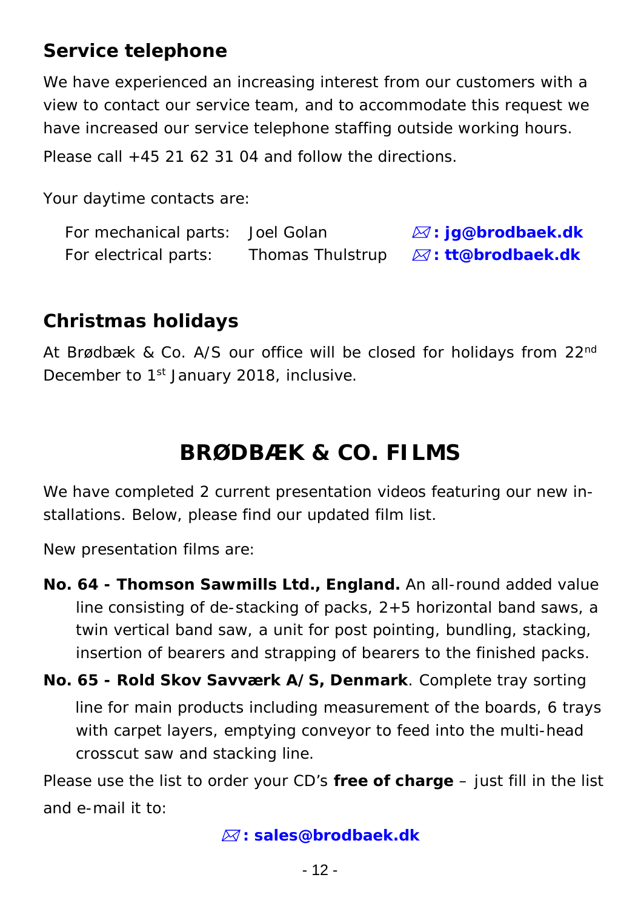## Service telephone

We have experienced an increasing interest from our customers with a view to contact our service team, and to accommodate this request we have increased our service telephone staffing outside working hours.

Please call +45 21 62 31 04 and follow the directions.

Your daytime contacts are:

| | | |
|---|---|---|
| For mechanical parts: | Joel Golan | 🖂**: jg@brodbaek.dk** |
| For electrical parts: | Thomas Thulstrup | 🖂**: tt@brodbaek.dk** |

## Christmas holidays

At Brødbæk & Co. A/S our office will be closed for holidays from 22nd December to 1st January 2018, inclusive.

# BRØDBÆK & CO. FILMS

We have completed 2 current presentation videos featuring our new installations. Below, please find our updated film list.

New presentation films are:

**No. 64 - Thomson Sawmills Ltd., England.** An all-round added value line consisting of de-stacking of packs, 2+5 horizontal band saws, a twin vertical band saw, a unit for post pointing, bundling, stacking, insertion of bearers and strapping of bearers to the finished packs.

**No. 65 - Rold Skov Savværk A/S, Denmark**. Complete tray sorting line for main products including measurement of the boards, 6 trays with carpet layers, emptying conveyor to feed into the multi-head crosscut saw and stacking line.

Please use the list to order your CD's **free of charge** – just fill in the list and e-mail it to:

🖂**: sales@brodbaek.dk**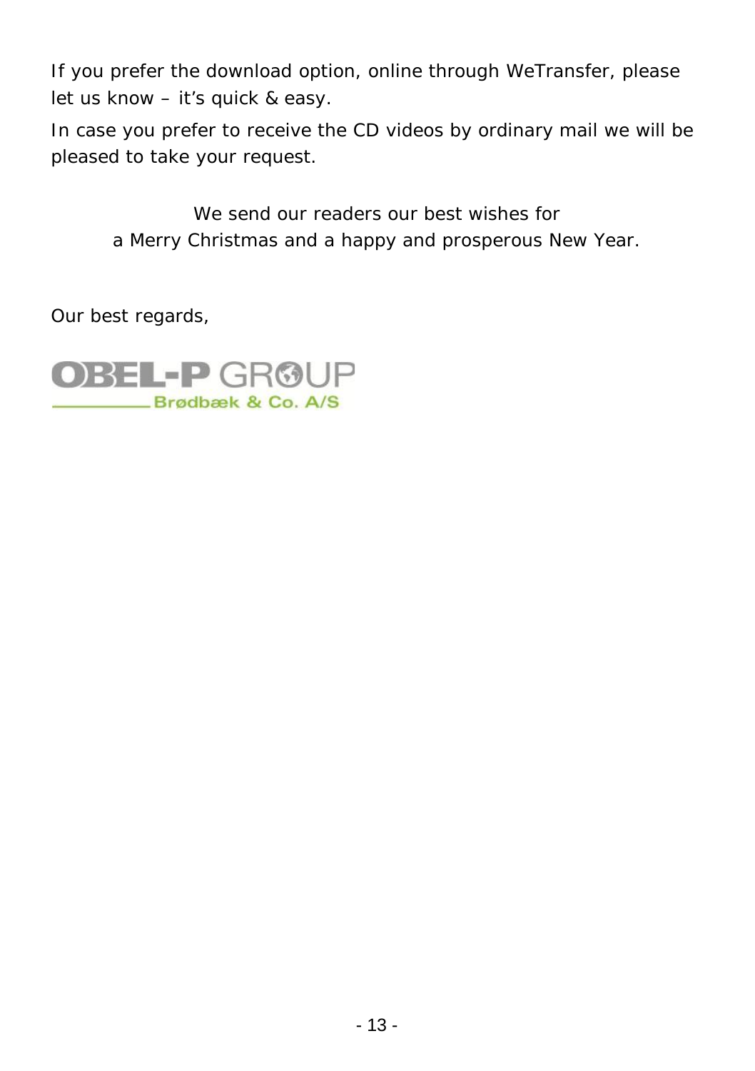If you prefer the download option, online through WeTransfer, please let us know – it's quick & easy.

In case you prefer to receive the CD videos by ordinary mail we will be pleased to take your request.

We send our readers our best wishes for
a Merry Christmas and a happy and prosperous New Year.

Our best regards,

OBEL-P GROUP
Brødbæk & Co. A/S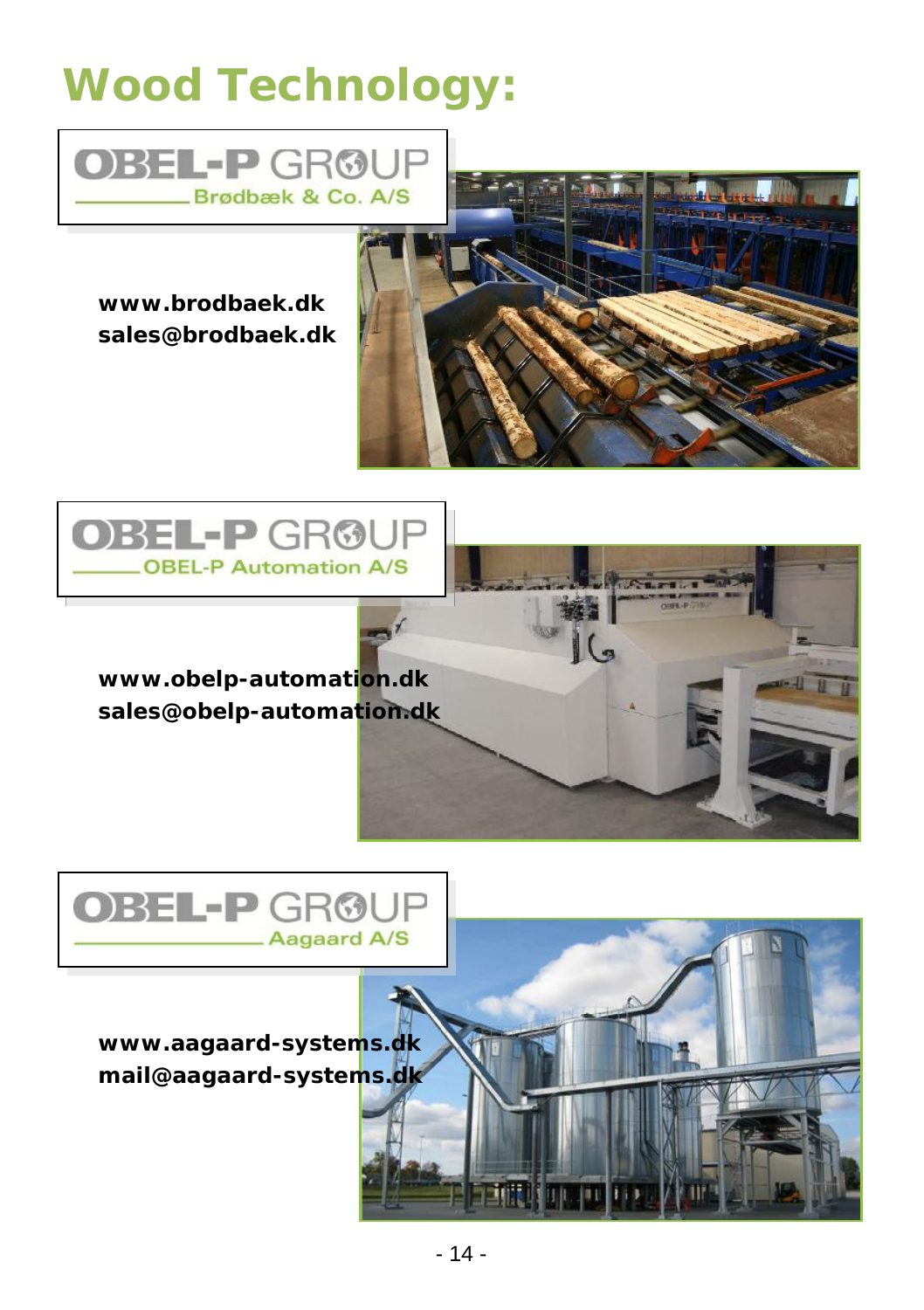# Wood Technology:

OBEL-P GROUP
Brødbæk & Co. A/S

**www.brodbaek.dk**
**sales@brodbaek.dk**

OBEL-P GROUP
OBEL-P Automation A/S

**www.obelp-automation.dk**
**sales@obelp-automation.dk**

OBEL-P GROUP
Aagaard A/S

**www.aagaard-systems.dk**
**mail@aagaard-systems.dk**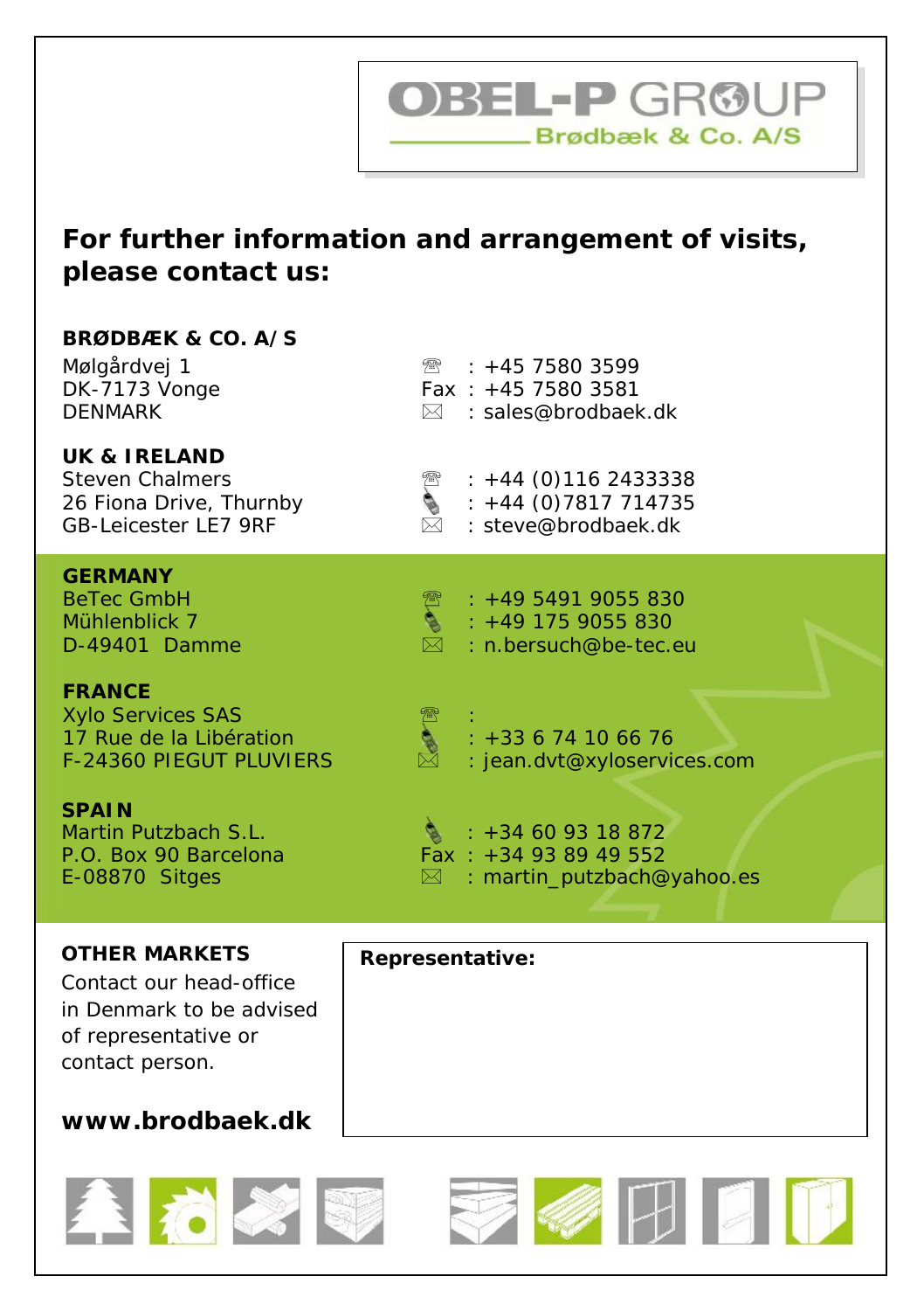OBEL-P GROUP
Brødbæk & Co. A/S

## For further information and arrangement of visits, please contact us:

**BRØDBÆK & CO. A/S**
Mølgårdvej 1
DK-7173 Vonge
DENMARK

☏ : +45 7580 3599
Fax : +45 7580 3581
✉ : sales@brodbaek.dk

**UK & IRELAND**
Steven Chalmers
26 Fiona Drive, Thurnby
GB-Leicester LE7 9RF

☏ : +44 (0)116 2433338
Mobile : +44 (0)7817 714735
✉ : steve@brodbaek.dk

**GERMANY**
BeTec GmbH
Mühlenblick 7
D-49401 Damme

☏ : +49 5491 9055 830
Mobile : +49 175 9055 830
✉ : n.bersuch@be-tec.eu

**FRANCE**
Xylo Services SAS
17 Rue de la Libération
F-24360 PIEGUT PLUVIERS

☏ :
Mobile : +33 6 74 10 66 76
✉ : jean.dvt@xyloservices.com

**SPAIN**
Martin Putzbach S.L.
P.O. Box 90 Barcelona
E-08870 Sitges

Mobile : +34 60 93 18 872
Fax : +34 93 89 49 552
✉ : martin_putzbach@yahoo.es

**OTHER MARKETS**
Contact our head-office in Denmark to be advised of representative or contact person.

**www.brodbaek.dk**

**Representative:**